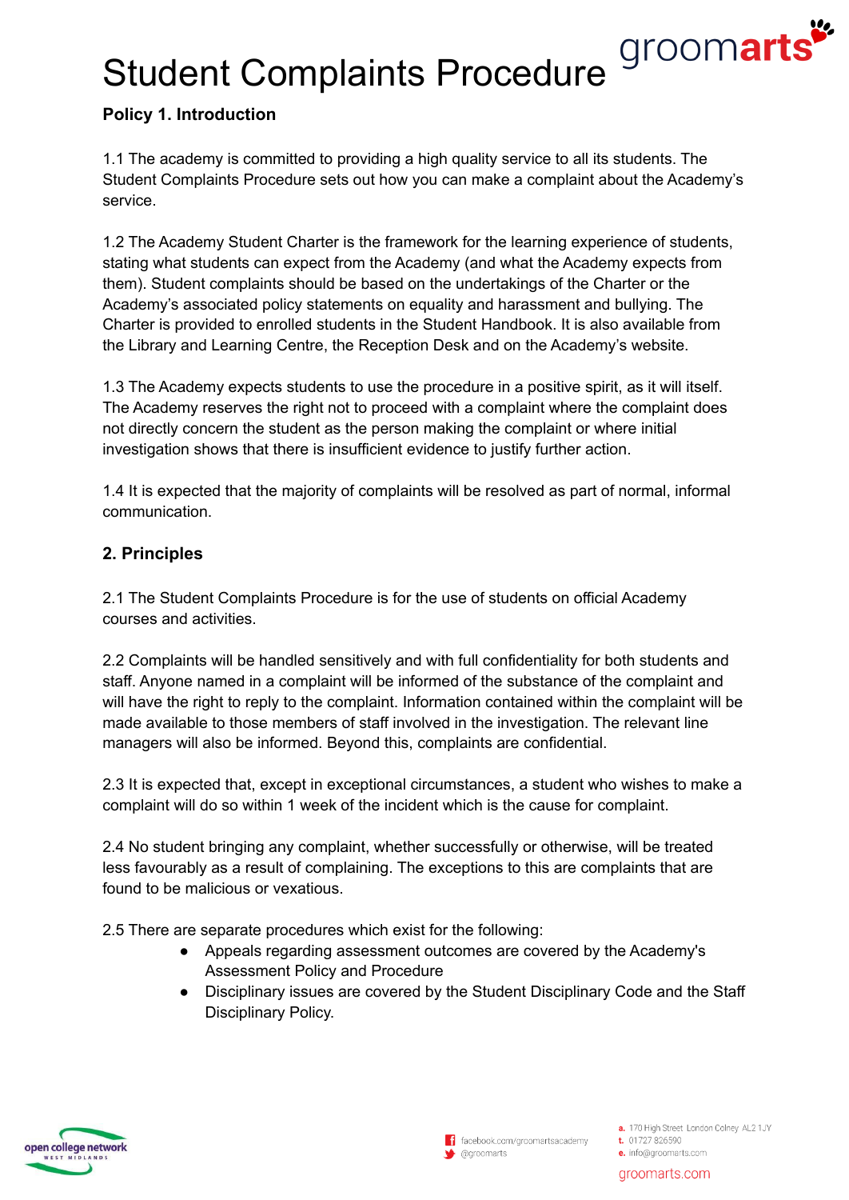# Student Complaints Procedure

## Policy 1. Introduction

1.1 The academy is committed to providing a high quality service to all its students. The Student Complaints Procedure sets out how you can make a complaint about the Academy's service.

1.2 The Academy Student Charter is the framework for the learning experience of students, stating what students can expect from the Academy (and what the Academy expects from them). Student complaints should be based on the undertakings of the Charter or the Academy's associated policy statements on equality and harassment and bullying. The Charter is provided to enrolled students in the Student Handbook. It is also available from the Library and Learning Centre, the Reception Desk and on the Academy's website.

1.3 The Academy expects students to use the procedure in a positive spirit, as it will itself. The Academy reserves the right not to proceed with a complaint where the complaint does not directly concern the student as the person making the complaint or where initial investigation shows that there is insufficient evidence to justify further action.

1.4 It is expected that the majority of complaints will be resolved as part of normal, informal communication.

## 2. Principles

2.1 The Student Complaints Procedure is for the use of students on official Academy courses and activities.

2.2 Complaints will be handled sensitively and with full confidentiality for both students and staff. Anyone named in a complaint will be informed of the substance of the complaint and will have the right to reply to the complaint. Information contained within the complaint will be made available to those members of staff involved in the investigation. The relevant line managers will also be informed. Beyond this, complaints are confidential.

2.3 It is expected that, except in exceptional circumstances, a student who wishes to make a complaint will do so within 1 week of the incident which is the cause for complaint.

2.4 No student bringing any complaint, whether successfully or otherwise, will be treated less favourably as a result of complaining. The exceptions to this are complaints that are found to be malicious or vexatious.

2.5 There are separate procedures which exist for the following:

- Appeals regarding assessment outcomes are covered by the Academy's Assessment Policy and Procedure
- Disciplinary issues are covered by the Student Disciplinary Code and the Staff Disciplinary Policy.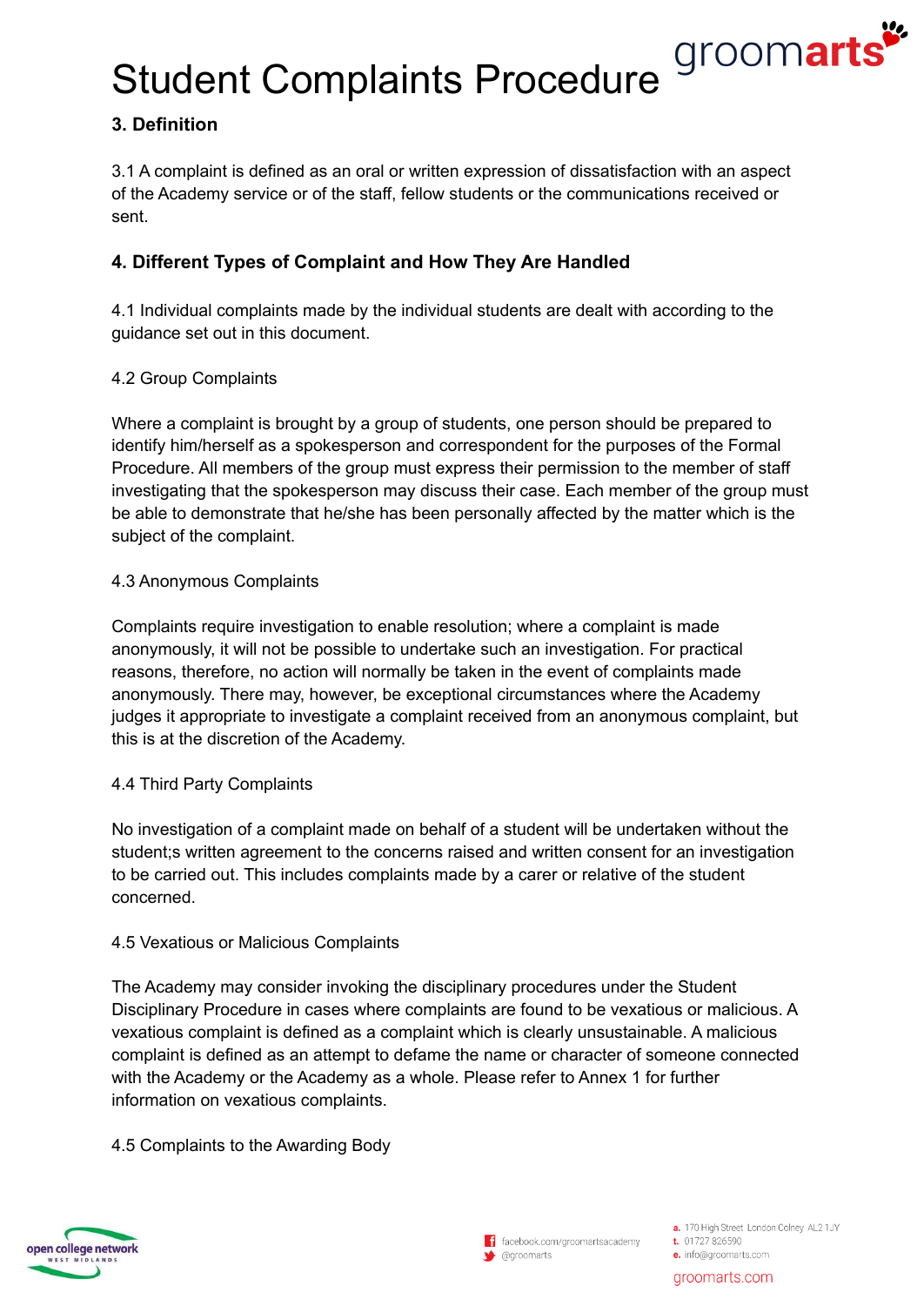# Student Complaints Procedure

### 3. Definition

3.1 A complaint is defined as an oral or written expression of dissatisfaction with an aspect of the Academy service or of the staff, fellow students or the communications received or sent.

### 4. Different Types of Complaint and How They Are Handled

4.1 Individual complaints made by the individual students are dealt with according to the guidance set out in this document.

4.2 Group Complaints

Where a complaint is brought by a group of students, one person should be prepared to identify him/herself as a spokesperson and correspondent for the purposes of the Formal Procedure. All members of the group must express their permission to the member of staff investigating that the spokesperson may discuss their case. Each member of the group must be able to demonstrate that he/she has been personally affected by the matter which is the subject of the complaint.

4.3 Anonymous Complaints

Complaints require investigation to enable resolution; where a complaint is made anonymously, it will not be possible to undertake such an investigation. For practical reasons, therefore, no action will normally be taken in the event of complaints made anonymously. There may, however, be exceptional circumstances where the Academy judges it appropriate to investigate a complaint received from an anonymous complaint, but this is at the discretion of the Academy.

4.4 Third Party Complaints

No investigation of a complaint made on behalf of a student will be undertaken without the student;s written agreement to the concerns raised and written consent for an investigation to be carried out. This includes complaints made by a carer or relative of the student concerned.

4.5 Vexatious or Malicious Complaints

The Academy may consider invoking the disciplinary procedures under the Student Disciplinary Procedure in cases where complaints are found to be vexatious or malicious. A vexatious complaint is defined as a complaint which is clearly unsustainable. A malicious complaint is defined as an attempt to defame the name or character of someone connected with the Academy or the Academy as a whole. Please refer to Annex 1 for further information on vexatious complaints.

4.5 Complaints to the Awarding Body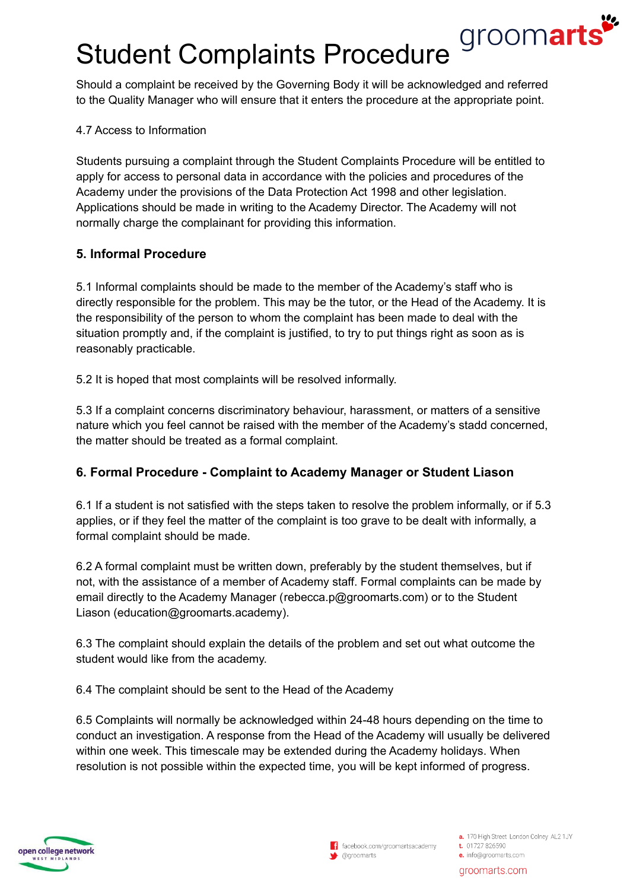# Student Complaints Procedure

Should a complaint be received by the Governing Body it will be acknowledged and referred to the Quality Manager who will ensure that it enters the procedure at the appropriate point.

4.7 Access to Information

Students pursuing a complaint through the Student Complaints Procedure will be entitled to apply for access to personal data in accordance with the policies and procedures of the Academy under the provisions of the Data Protection Act 1998 and other legislation. Applications should be made in writing to the Academy Director. The Academy will not normally charge the complainant for providing this information.

## 5. Informal Procedure

5.1 Informal complaints should be made to the member of the Academy's staff who is directly responsible for the problem. This may be the tutor, or the Head of the Academy. It is the responsibility of the person to whom the complaint has been made to deal with the situation promptly and, if the complaint is justified, to try to put things right as soon as is reasonably practicable.

5.2 It is hoped that most complaints will be resolved informally.

5.3 If a complaint concerns discriminatory behaviour, harassment, or matters of a sensitive nature which you feel cannot be raised with the member of the Academy's stadd concerned, the matter should be treated as a formal complaint.

## 6. Formal Procedure - Complaint to Academy Manager or Student Liason

6.1 If a student is not satisfied with the steps taken to resolve the problem informally, or if 5.3 applies, or if they feel the matter of the complaint is too grave to be dealt with informally, a formal complaint should be made.

6.2 A formal complaint must be written down, preferably by the student themselves, but if not, with the assistance of a member of Academy staff. Formal complaints can be made by email directly to the Academy Manager (rebecca.p@groomarts.com) or to the Student Liason (education@groomarts.academy).

6.3 The complaint should explain the details of the problem and set out what outcome the student would like from the academy.

6.4 The complaint should be sent to the Head of the Academy

6.5 Complaints will normally be acknowledged within 24-48 hours depending on the time to conduct an investigation. A response from the Head of the Academy will usually be delivered within one week. This timescale may be extended during the Academy holidays. When resolution is not possible within the expected time, you will be kept informed of progress.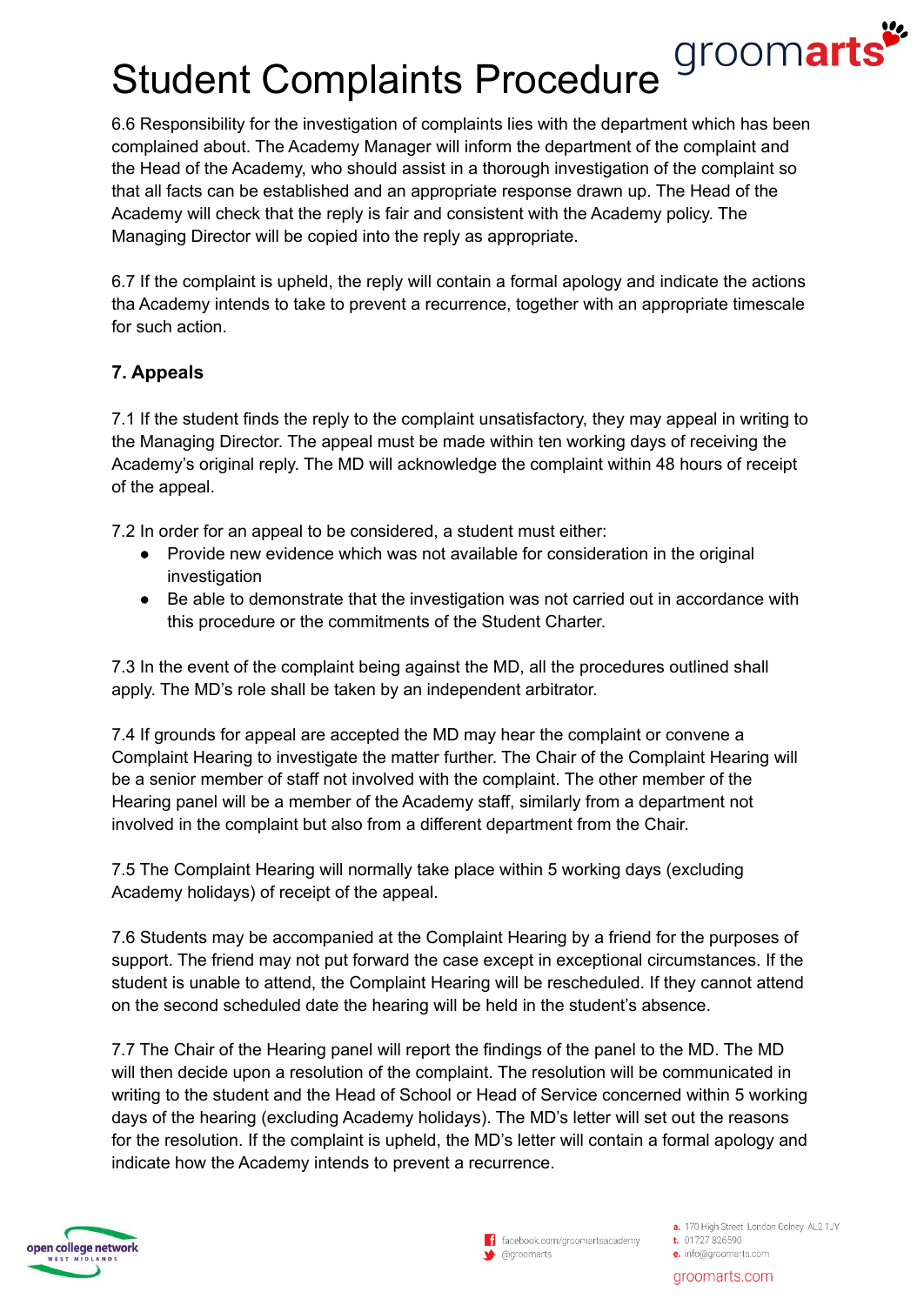6.6 Responsibility for the investigation of complaints lies with the department which has been complained about. The Academy Manager will inform the department of the complaint and the Head of the Academy, who should assist in a thorough investigation of the complaint so that all facts can be established and an appropriate response drawn up. The Head of the Academy will check that the reply is fair and consistent with the Academy policy. The Managing Director will be copied into the reply as appropriate.

6.7 If the complaint is upheld, the reply will contain a formal apology and indicate the actions tha Academy intends to take to prevent a recurrence, together with an appropriate timescale for such action.

### 7. Appeals

7.1 If the student finds the reply to the complaint unsatisfactory, they may appeal in writing to the Managing Director. The appeal must be made within ten working days of receiving the Academy's original reply. The MD will acknowledge the complaint within 48 hours of receipt of the appeal.

7.2 In order for an appeal to be considered, a student must either:

- Provide new evidence which was not available for consideration in the original investigation
- Be able to demonstrate that the investigation was not carried out in accordance with this procedure or the commitments of the Student Charter.

7.3 In the event of the complaint being against the MD, all the procedures outlined shall apply. The MD's role shall be taken by an independent arbitrator.

7.4 If grounds for appeal are accepted the MD may hear the complaint or convene a Complaint Hearing to investigate the matter further. The Chair of the Complaint Hearing will be a senior member of staff not involved with the complaint. The other member of the Hearing panel will be a member of the Academy staff, similarly from a department not involved in the complaint but also from a different department from the Chair.

7.5 The Complaint Hearing will normally take place within 5 working days (excluding Academy holidays) of receipt of the appeal.

7.6 Students may be accompanied at the Complaint Hearing by a friend for the purposes of support. The friend may not put forward the case except in exceptional circumstances. If the student is unable to attend, the Complaint Hearing will be rescheduled. If they cannot attend on the second scheduled date the hearing will be held in the student's absence.

7.7 The Chair of the Hearing panel will report the findings of the panel to the MD. The MD will then decide upon a resolution of the complaint. The resolution will be communicated in writing to the student and the Head of School or Head of Service concerned within 5 working days of the hearing (excluding Academy holidays). The MD's letter will set out the reasons for the resolution. If the complaint is upheld, the MD's letter will contain a formal apology and indicate how the Academy intends to prevent a recurrence.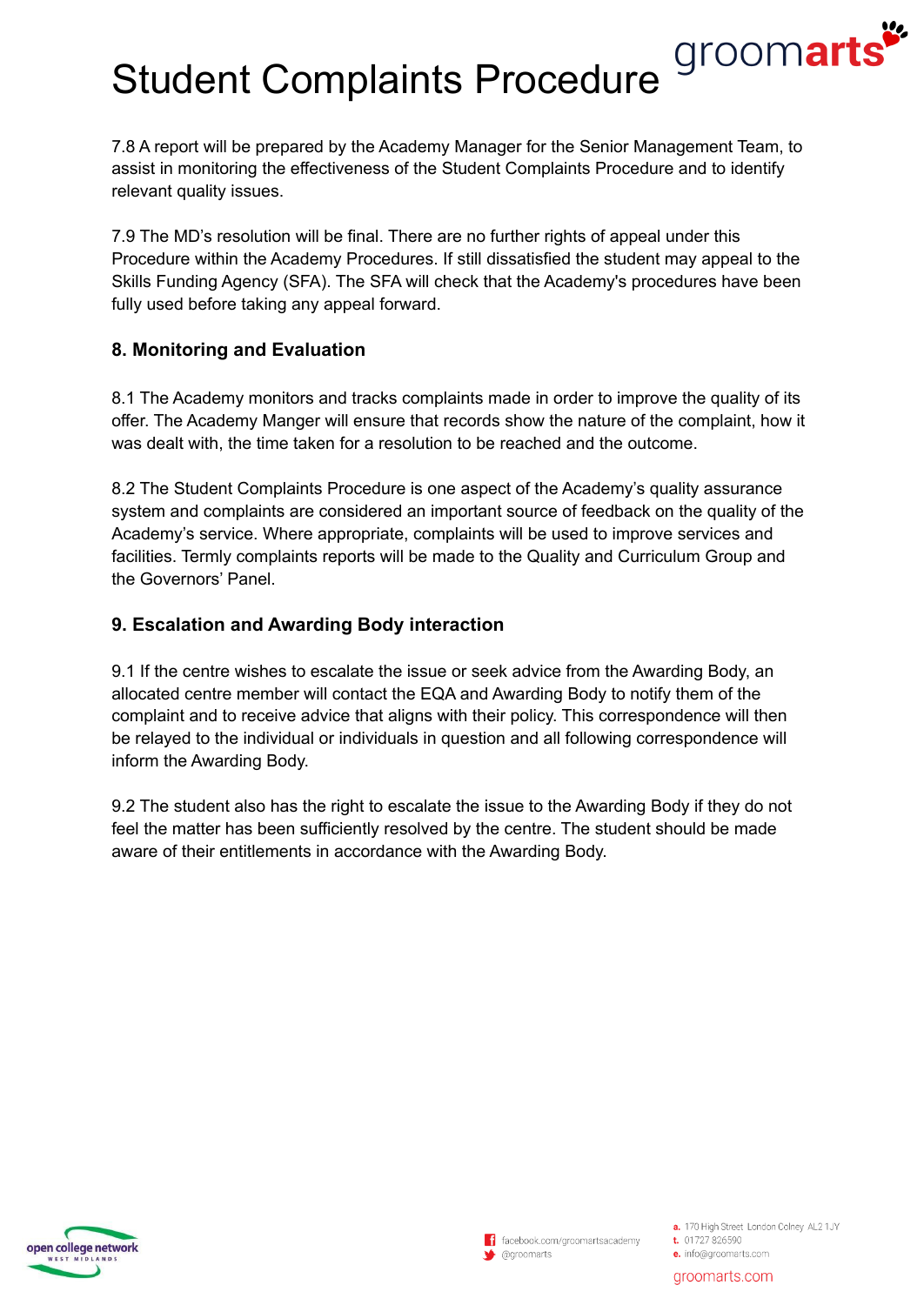7.8 A report will be prepared by the Academy Manager for the Senior Management Team, to assist in monitoring the effectiveness of the Student Complaints Procedure and to identify relevant quality issues.

7.9 The MD's resolution will be final. There are no further rights of appeal under this Procedure within the Academy Procedures. If still dissatisfied the student may appeal to the Skills Funding Agency (SFA). The SFA will check that the Academy's procedures have been fully used before taking any appeal forward.

### 8. Monitoring and Evaluation

8.1 The Academy monitors and tracks complaints made in order to improve the quality of its offer. The Academy Manger will ensure that records show the nature of the complaint, how it was dealt with, the time taken for a resolution to be reached and the outcome.

8.2 The Student Complaints Procedure is one aspect of the Academy's quality assurance system and complaints are considered an important source of feedback on the quality of the Academy's service. Where appropriate, complaints will be used to improve services and facilities. Termly complaints reports will be made to the Quality and Curriculum Group and the Governors' Panel.

### 9. Escalation and Awarding Body interaction

9.1 If the centre wishes to escalate the issue or seek advice from the Awarding Body, an allocated centre member will contact the EQA and Awarding Body to notify them of the complaint and to receive advice that aligns with their policy. This correspondence will then be relayed to the individual or individuals in question and all following correspondence will inform the Awarding Body.

9.2 The student also has the right to escalate the issue to the Awarding Body if they do not feel the matter has been sufficiently resolved by the centre. The student should be made aware of their entitlements in accordance with the Awarding Body.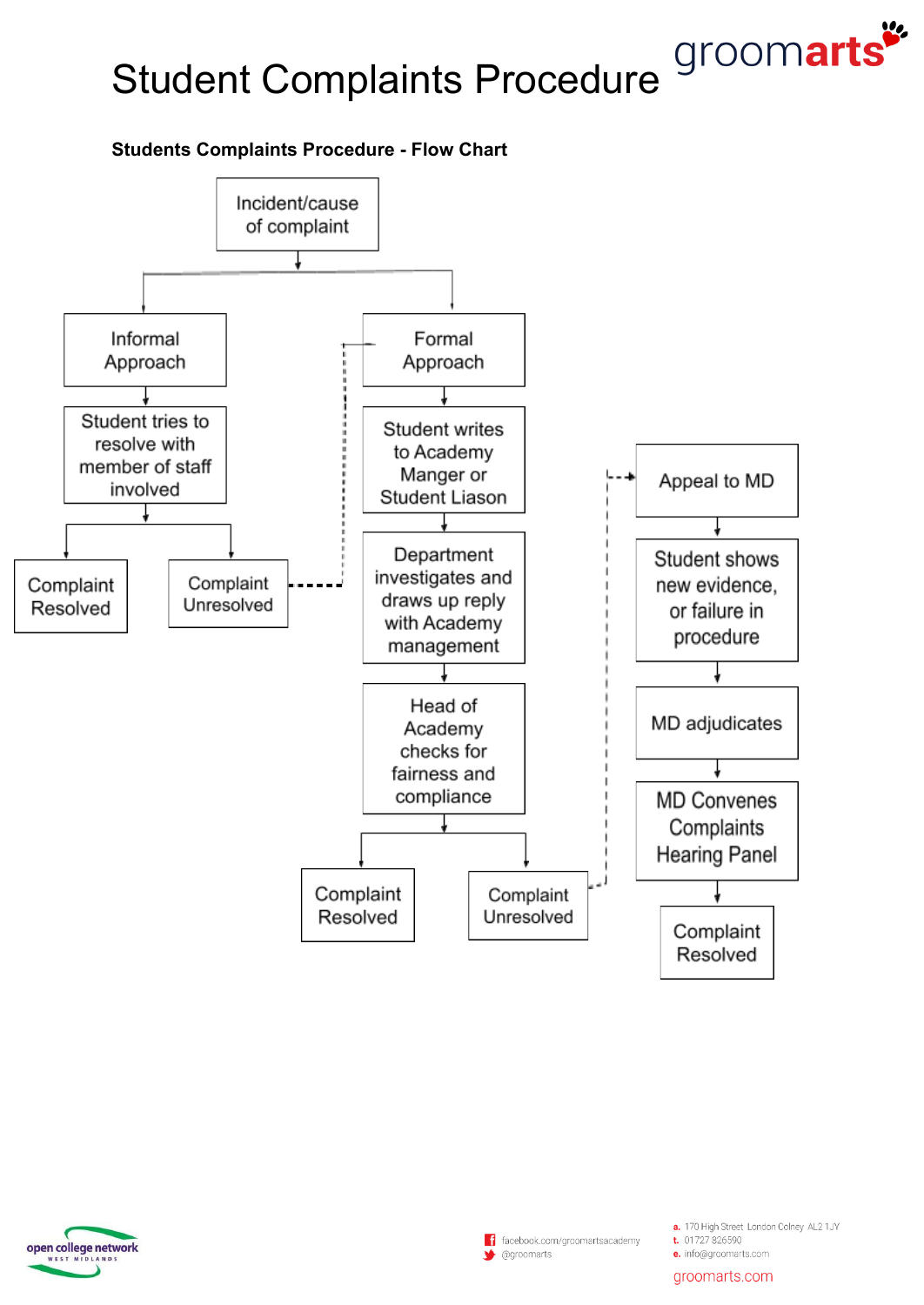# Student Complaints Procedure

**Students Complaints Procedure - Flow Chart**

Incident/cause of complaint

Informal Approach

Student tries to resolve with member of staff involved

Complaint Resolved

Complaint Unresolved

Formal Approach

Student writes to Academy Manger or Student Liason

Department investigates and draws up reply with Academy management

Head of Academy checks for fairness and compliance

Complaint Resolved

Complaint Unresolved

Appeal to MD

Student shows new evidence, or failure in procedure

MD adjudicates

MD Convenes Complaints Hearing Panel

Complaint Resolved